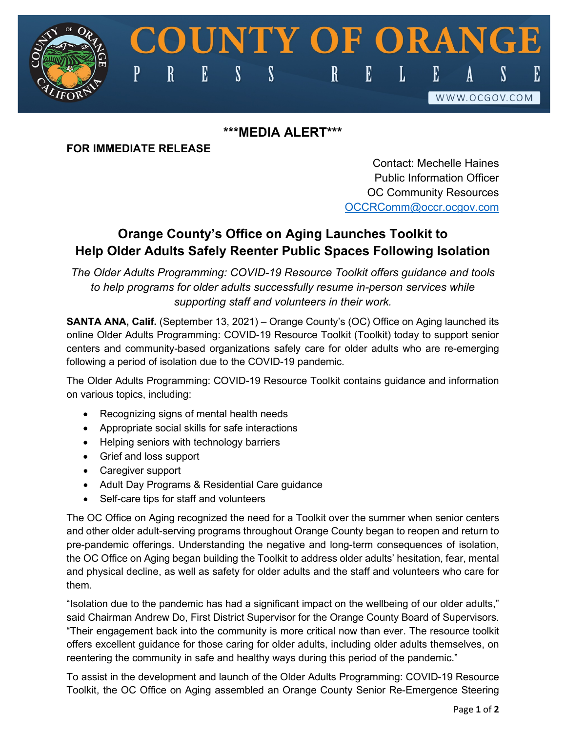# COUNTY OF ORANGE
## PRESS RELEASE

WWW.OCGOV.COM

**\*\*\*MEDIA ALERT\*\*\***

**FOR IMMEDIATE RELEASE**

Contact: Mechelle Haines
Public Information Officer
OC Community Resources
OCCRComm@occr.ocgov.com

## Orange County's Office on Aging Launches Toolkit to Help Older Adults Safely Reenter Public Spaces Following Isolation

*The Older Adults Programming: COVID-19 Resource Toolkit offers guidance and tools to help programs for older adults successfully resume in-person services while supporting staff and volunteers in their work.*

**SANTA ANA, Calif.** (September 13, 2021) – Orange County's (OC) Office on Aging launched its online Older Adults Programming: COVID-19 Resource Toolkit (Toolkit) today to support senior centers and community-based organizations safely care for older adults who are re-emerging following a period of isolation due to the COVID-19 pandemic.

The Older Adults Programming: COVID-19 Resource Toolkit contains guidance and information on various topics, including:

- Recognizing signs of mental health needs
- Appropriate social skills for safe interactions
- Helping seniors with technology barriers
- Grief and loss support
- Caregiver support
- Adult Day Programs & Residential Care guidance
- Self-care tips for staff and volunteers

The OC Office on Aging recognized the need for a Toolkit over the summer when senior centers and other older adult-serving programs throughout Orange County began to reopen and return to pre-pandemic offerings. Understanding the negative and long-term consequences of isolation, the OC Office on Aging began building the Toolkit to address older adults' hesitation, fear, mental and physical decline, as well as safety for older adults and the staff and volunteers who care for them.

"Isolation due to the pandemic has had a significant impact on the wellbeing of our older adults," said Chairman Andrew Do, First District Supervisor for the Orange County Board of Supervisors. "Their engagement back into the community is more critical now than ever. The resource toolkit offers excellent guidance for those caring for older adults, including older adults themselves, on reentering the community in safe and healthy ways during this period of the pandemic."

To assist in the development and launch of the Older Adults Programming: COVID-19 Resource Toolkit, the OC Office on Aging assembled an Orange County Senior Re-Emergence Steering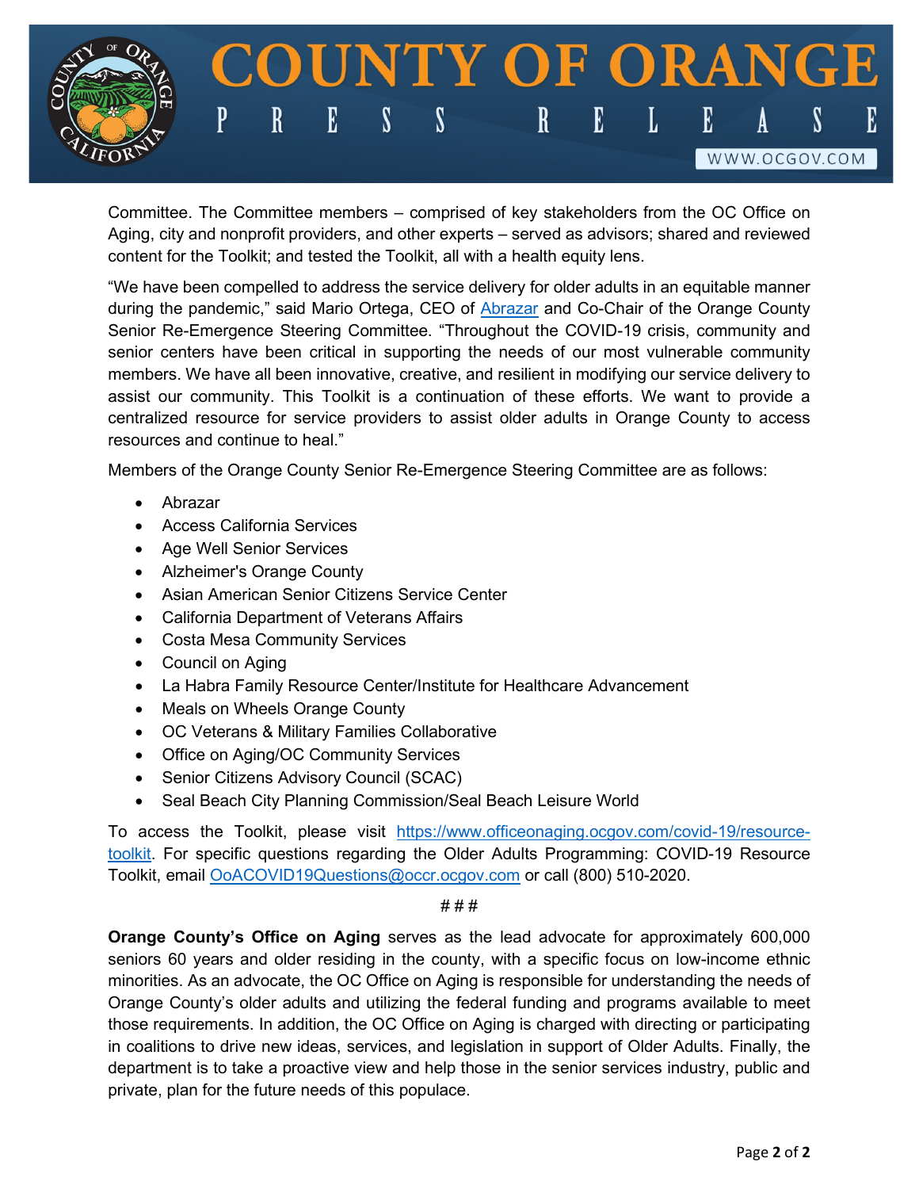Committee. The Committee members – comprised of key stakeholders from the OC Office on Aging, city and nonprofit providers, and other experts – served as advisors; shared and reviewed content for the Toolkit; and tested the Toolkit, all with a health equity lens.

“We have been compelled to address the service delivery for older adults in an equitable manner during the pandemic,” said Mario Ortega, CEO of Abrazar and Co-Chair of the Orange County Senior Re-Emergence Steering Committee. “Throughout the COVID-19 crisis, community and senior centers have been critical in supporting the needs of our most vulnerable community members. We have all been innovative, creative, and resilient in modifying our service delivery to assist our community. This Toolkit is a continuation of these efforts. We want to provide a centralized resource for service providers to assist older adults in Orange County to access resources and continue to heal.”

Members of the Orange County Senior Re-Emergence Steering Committee are as follows:

- Abrazar
- Access California Services
- Age Well Senior Services
- Alzheimer's Orange County
- Asian American Senior Citizens Service Center
- California Department of Veterans Affairs
- Costa Mesa Community Services
- Council on Aging
- La Habra Family Resource Center/Institute for Healthcare Advancement
- Meals on Wheels Orange County
- OC Veterans & Military Families Collaborative
- Office on Aging/OC Community Services
- Senior Citizens Advisory Council (SCAC)
- Seal Beach City Planning Commission/Seal Beach Leisure World

To access the Toolkit, please visit https://www.officeonaging.ocgov.com/covid-19/resource-toolkit. For specific questions regarding the Older Adults Programming: COVID-19 Resource Toolkit, email OoACOVID19Questions@occr.ocgov.com or call (800) 510-2020.

# # #

**Orange County's Office on Aging** serves as the lead advocate for approximately 600,000 seniors 60 years and older residing in the county, with a specific focus on low-income ethnic minorities. As an advocate, the OC Office on Aging is responsible for understanding the needs of Orange County's older adults and utilizing the federal funding and programs available to meet those requirements. In addition, the OC Office on Aging is charged with directing or participating in coalitions to drive new ideas, services, and legislation in support of Older Adults. Finally, the department is to take a proactive view and help those in the senior services industry, public and private, plan for the future needs of this populace.